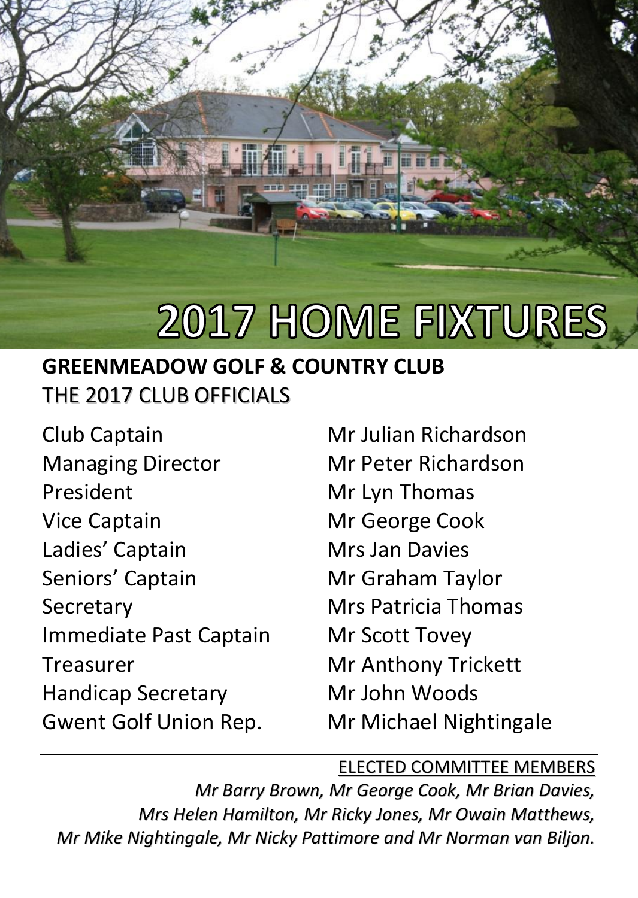# 2017 HOME FIXTURES

## GREENMEADOW GOLF & COUNTRY CLUB

THE 2017 CLUB OFFICIALS

| | |
|---|---|
| Club Captain | Mr Julian Richardson |
| Managing Director | Mr Peter Richardson |
| President | Mr Lyn Thomas |
| Vice Captain | Mr George Cook |
| Ladies' Captain | Mrs Jan Davies |
| Seniors' Captain | Mr Graham Taylor |
| Secretary | Mrs Patricia Thomas |
| Immediate Past Captain | Mr Scott Tovey |
| Treasurer | Mr Anthony Trickett |
| Handicap Secretary | Mr John Woods |
| Gwent Golf Union Rep. | Mr Michael Nightingale |

---

ELECTED COMMITTEE MEMBERS

*Mr Barry Brown, Mr George Cook, Mr Brian Davies, Mrs Helen Hamilton, Mr Ricky Jones, Mr Owain Matthews, Mr Mike Nightingale, Mr Nicky Pattimore and Mr Norman van Biljon.*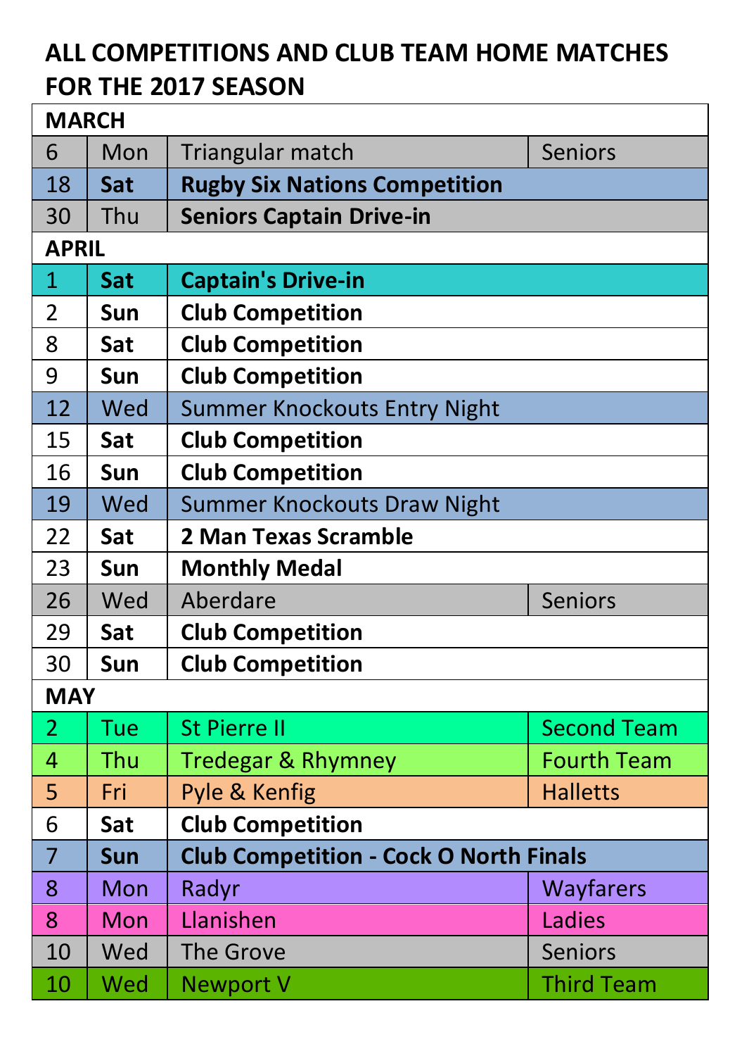# ALL COMPETITIONS AND CLUB TEAM HOME MATCHES FOR THE 2017 SEASON

| Date | Day | Event | Team |
|---|---|---|---|
| **MARCH** | | | |
| 6 | Mon | Triangular match | Seniors |
| 18 | **Sat** | **Rugby Six Nations Competition** | |
| 30 | Thu | **Seniors Captain Drive-in** | |
| **APRIL** | | | |
| 1 | **Sat** | **Captain's Drive-in** | |
| 2 | **Sun** | **Club Competition** | |
| 8 | **Sat** | **Club Competition** | |
| 9 | **Sun** | **Club Competition** | |
| 12 | Wed | Summer Knockouts Entry Night | |
| 15 | **Sat** | **Club Competition** | |
| 16 | **Sun** | **Club Competition** | |
| 19 | Wed | Summer Knockouts Draw Night | |
| 22 | **Sat** | **2 Man Texas Scramble** | |
| 23 | **Sun** | **Monthly Medal** | |
| 26 | Wed | Aberdare | Seniors |
| 29 | **Sat** | **Club Competition** | |
| 30 | **Sun** | **Club Competition** | |
| **MAY** | | | |
| 2 | Tue | St Pierre II | Second Team |
| 4 | Thu | Tredegar & Rhymney | Fourth Team |
| 5 | Fri | Pyle & Kenfig | Halletts |
| 6 | **Sat** | **Club Competition** | |
| 7 | **Sun** | **Club Competition - Cock O North Finals** | |
| 8 | Mon | Radyr | Wayfarers |
| 8 | Mon | Llanishen | Ladies |
| 10 | Wed | The Grove | Seniors |
| 10 | Wed | Newport V | Third Team |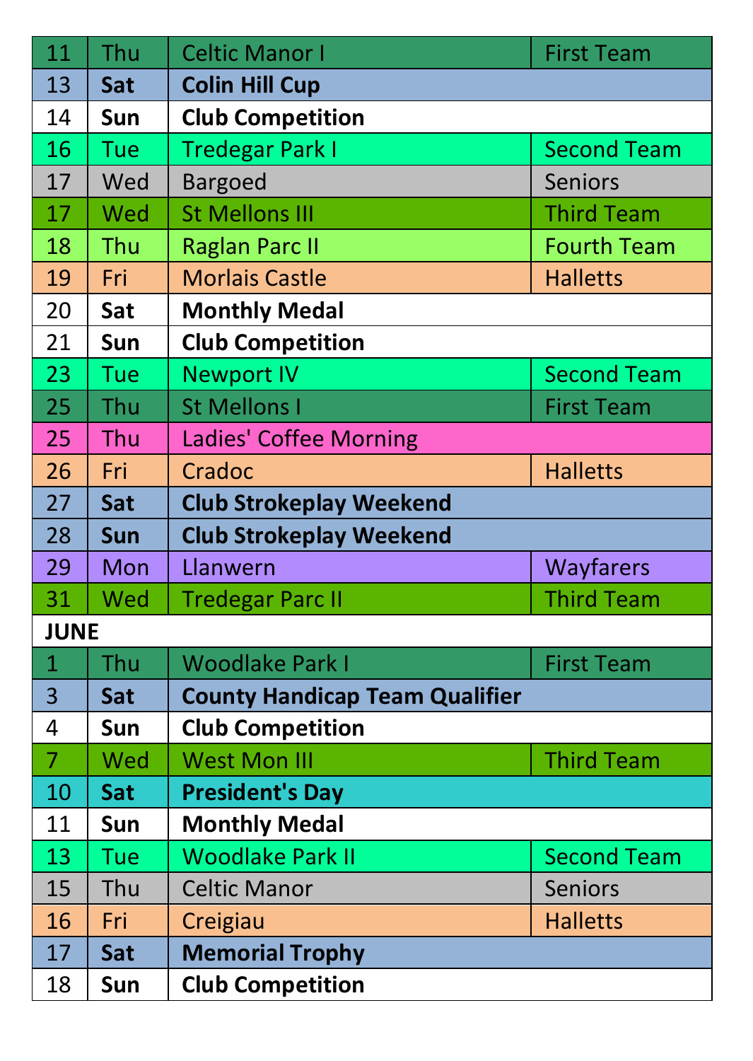| | | | |
|---|---|---|---|
| 11 | Thu | Celtic Manor I | First Team |
| 13 | **Sat** | **Colin Hill Cup** | |
| 14 | **Sun** | **Club Competition** | |
| 16 | Tue | Tredegar Park I | Second Team |
| 17 | Wed | Bargoed | Seniors |
| 17 | Wed | St Mellons III | Third Team |
| 18 | Thu | Raglan Parc II | Fourth Team |
| 19 | Fri | Morlais Castle | Halletts |
| 20 | **Sat** | **Monthly Medal** | |
| 21 | **Sun** | **Club Competition** | |
| 23 | Tue | Newport IV | Second Team |
| 25 | Thu | St Mellons I | First Team |
| 25 | Thu | Ladies' Coffee Morning | |
| 26 | Fri | Cradoc | Halletts |
| 27 | **Sat** | **Club Strokeplay Weekend** | |
| 28 | **Sun** | **Club Strokeplay Weekend** | |
| 29 | Mon | Llanwern | Wayfarers |
| 31 | Wed | Tredegar Parc II | Third Team |
| **JUNE** | | | |
| 1 | Thu | Woodlake Park I | First Team |
| 3 | **Sat** | **County Handicap Team Qualifier** | |
| 4 | **Sun** | **Club Competition** | |
| 7 | Wed | West Mon III | Third Team |
| 10 | **Sat** | **President's Day** | |
| 11 | **Sun** | **Monthly Medal** | |
| 13 | Tue | Woodlake Park II | Second Team |
| 15 | Thu | Celtic Manor | Seniors |
| 16 | Fri | Creigiau | Halletts |
| 17 | **Sat** | **Memorial Trophy** | |
| 18 | **Sun** | **Club Competition** | |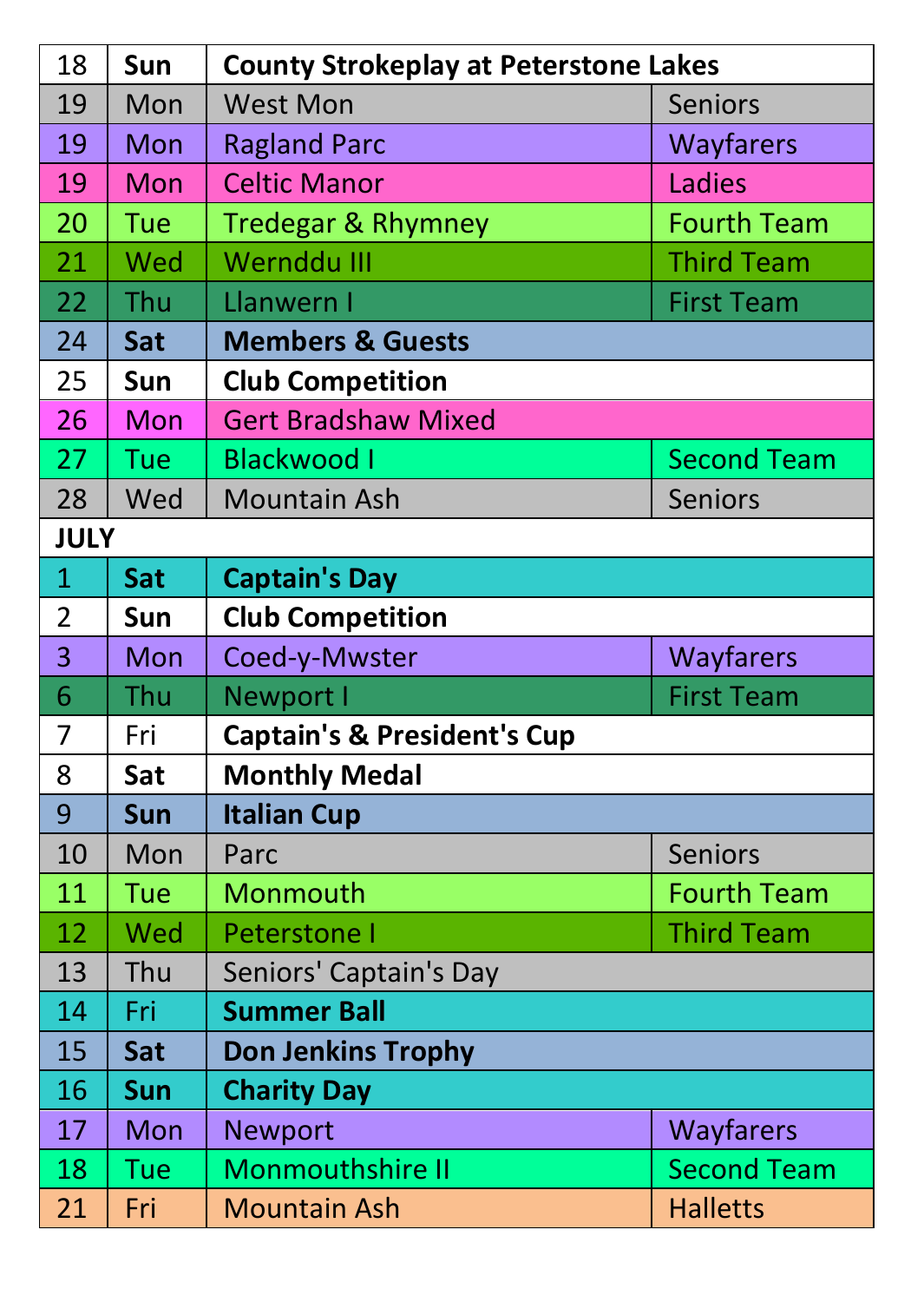| | | | |
|---|---|---|---|
| 18 | **Sun** | **County Strokeplay at Peterstone Lakes** | |
| 19 | Mon | West Mon | Seniors |
| 19 | Mon | Ragland Parc | Wayfarers |
| 19 | Mon | Celtic Manor | Ladies |
| 20 | Tue | Tredegar & Rhymney | Fourth Team |
| 21 | Wed | Wernddu III | Third Team |
| 22 | Thu | Llanwern I | First Team |
| 24 | **Sat** | **Members & Guests** | |
| 25 | **Sun** | **Club Competition** | |
| 26 | Mon | Gert Bradshaw Mixed | |
| 27 | Tue | Blackwood I | Second Team |
| 28 | Wed | Mountain Ash | Seniors |
| **JULY** | | | |
| 1 | **Sat** | **Captain's Day** | |
| 2 | **Sun** | **Club Competition** | |
| 3 | Mon | Coed-y-Mwster | Wayfarers |
| 6 | Thu | Newport I | First Team |
| 7 | Fri | **Captain's & President's Cup** | |
| 8 | **Sat** | **Monthly Medal** | |
| 9 | **Sun** | **Italian Cup** | |
| 10 | Mon | Parc | Seniors |
| 11 | Tue | Monmouth | Fourth Team |
| 12 | Wed | Peterstone I | Third Team |
| 13 | Thu | Seniors' Captain's Day | |
| 14 | Fri | **Summer Ball** | |
| 15 | **Sat** | **Don Jenkins Trophy** | |
| 16 | **Sun** | **Charity Day** | |
| 17 | Mon | Newport | Wayfarers |
| 18 | Tue | Monmouthshire II | Second Team |
| 21 | Fri | Mountain Ash | Halletts |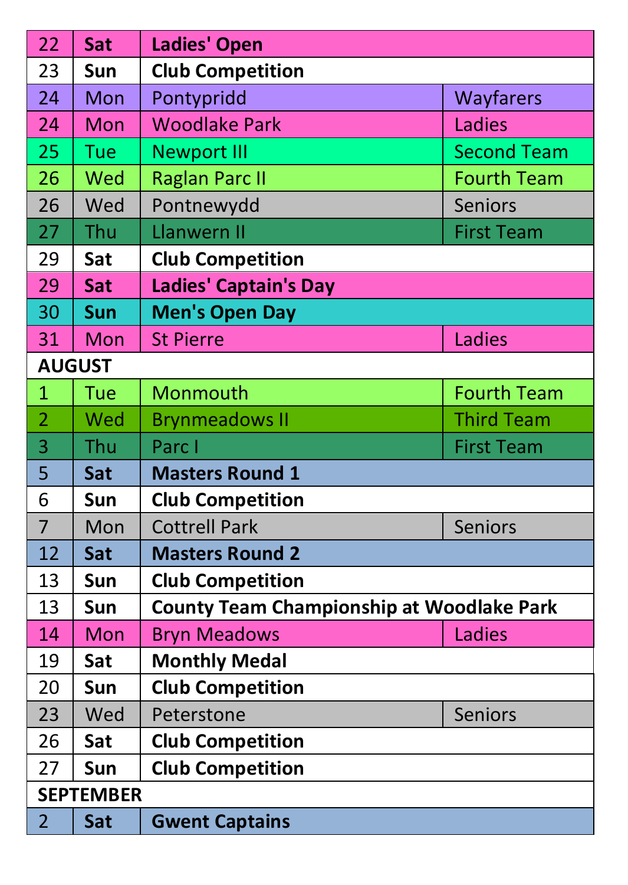| | | | |
|---|---|---|---|
| 22 | **Sat** | **Ladies' Open** | |
| 23 | **Sun** | **Club Competition** | |
| 24 | Mon | Pontypridd | Wayfarers |
| 24 | Mon | Woodlake Park | Ladies |
| 25 | Tue | Newport III | Second Team |
| 26 | Wed | Raglan Parc II | Fourth Team |
| 26 | Wed | Pontnewydd | Seniors |
| 27 | Thu | Llanwern II | First Team |
| 29 | **Sat** | **Club Competition** | |
| 29 | **Sat** | **Ladies' Captain's Day** | |
| 30 | **Sun** | **Men's Open Day** | |
| 31 | Mon | St Pierre | Ladies |
| **AUGUST** | | | |
| 1 | Tue | Monmouth | Fourth Team |
| 2 | Wed | Brynmeadows II | Third Team |
| 3 | Thu | Parc I | First Team |
| 5 | **Sat** | **Masters Round 1** | |
| 6 | **Sun** | **Club Competition** | |
| 7 | Mon | Cottrell Park | Seniors |
| 12 | **Sat** | **Masters Round 2** | |
| 13 | **Sun** | **Club Competition** | |
| 13 | **Sun** | **County Team Championship at Woodlake Park** | |
| 14 | Mon | Bryn Meadows | Ladies |
| 19 | **Sat** | **Monthly Medal** | |
| 20 | **Sun** | **Club Competition** | |
| 23 | Wed | Peterstone | Seniors |
| 26 | **Sat** | **Club Competition** | |
| 27 | **Sun** | **Club Competition** | |
| **SEPTEMBER** | | | |
| 2 | **Sat** | **Gwent Captains** | |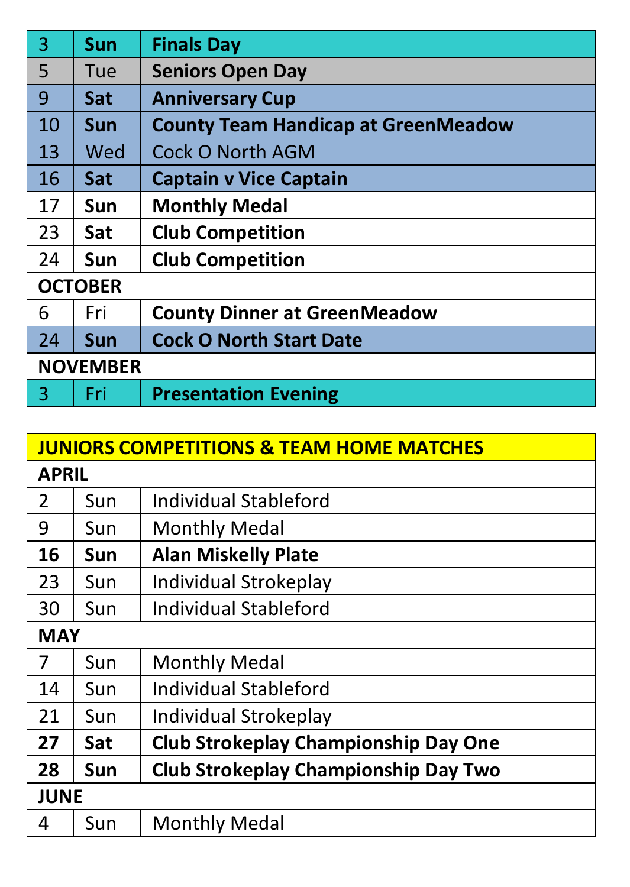| | | |
|---|---|---|
| 3 | **Sun** | **Finals Day** |
| 5 | Tue | **Seniors Open Day** |
| 9 | **Sat** | **Anniversary Cup** |
| 10 | **Sun** | **County Team Handicap at GreenMeadow** |
| 13 | Wed | Cock O North AGM |
| 16 | **Sat** | **Captain v Vice Captain** |
| 17 | **Sun** | **Monthly Medal** |
| 23 | **Sat** | **Club Competition** |
| 24 | **Sun** | **Club Competition** |
| **OCTOBER** | | |
| 6 | Fri | **County Dinner at GreenMeadow** |
| 24 | **Sun** | **Cock O North Start Date** |
| **NOVEMBER** | | |
| 3 | Fri | **Presentation Evening** |

| **JUNIORS COMPETITIONS & TEAM HOME MATCHES** | | |
|---|---|---|
| **APRIL** | | |
| 2 | Sun | Individual Stableford |
| 9 | Sun | Monthly Medal |
| **16** | **Sun** | **Alan Miskelly Plate** |
| 23 | Sun | Individual Strokeplay |
| 30 | Sun | Individual Stableford |
| **MAY** | | |
| 7 | Sun | Monthly Medal |
| 14 | Sun | Individual Stableford |
| 21 | Sun | Individual Strokeplay |
| **27** | **Sat** | **Club Strokeplay Championship Day One** |
| **28** | **Sun** | **Club Strokeplay Championship Day Two** |
| **JUNE** | | |
| 4 | Sun | Monthly Medal |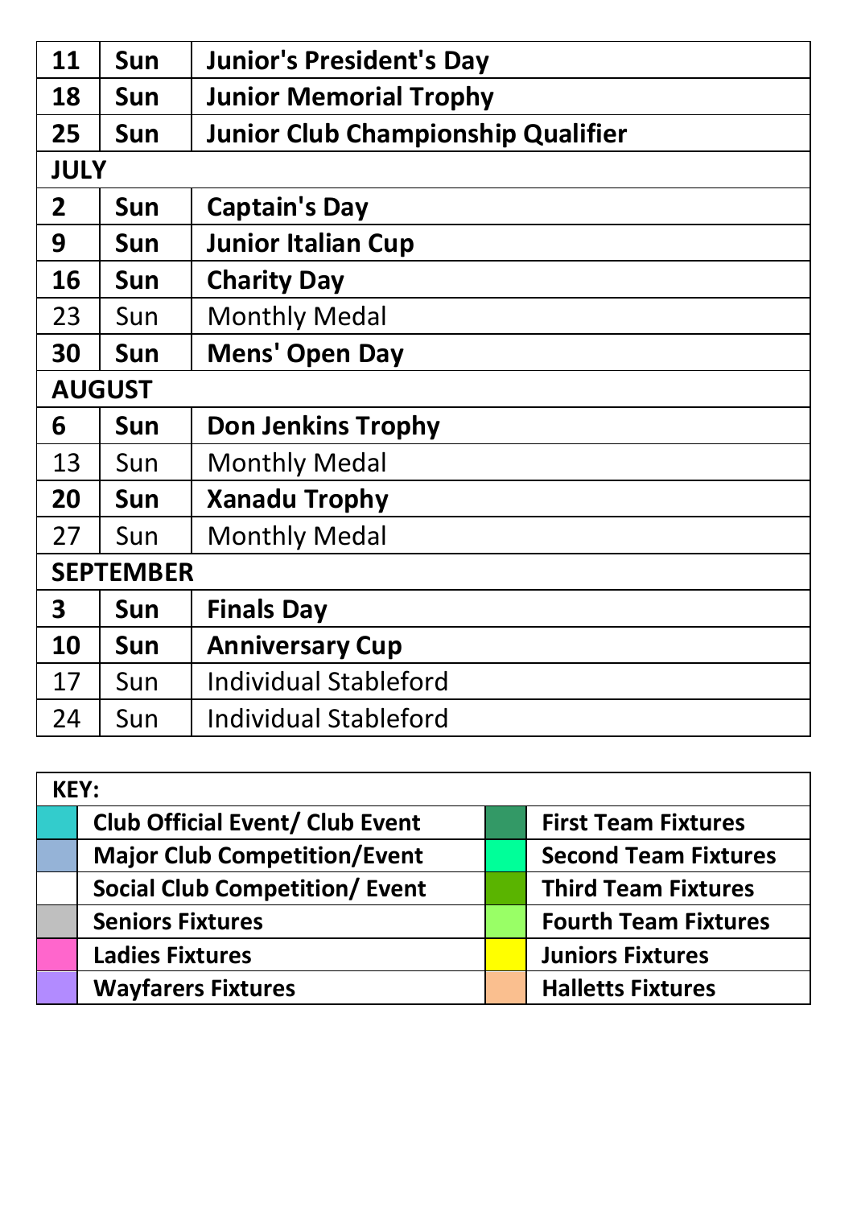| | | |
|---|---|---|
| **11** | **Sun** | **Junior's President's Day** |
| **18** | **Sun** | **Junior Memorial Trophy** |
| **25** | **Sun** | **Junior Club Championship Qualifier** |
| **JULY** | | |
| **2** | **Sun** | **Captain's Day** |
| **9** | **Sun** | **Junior Italian Cup** |
| **16** | **Sun** | **Charity Day** |
| 23 | Sun | Monthly Medal |
| **30** | **Sun** | **Mens' Open Day** |
| **AUGUST** | | |
| **6** | **Sun** | **Don Jenkins Trophy** |
| 13 | Sun | Monthly Medal |
| **20** | **Sun** | **Xanadu Trophy** |
| 27 | Sun | Monthly Medal |
| **SEPTEMBER** | | |
| **3** | **Sun** | **Finals Day** |
| **10** | **Sun** | **Anniversary Cup** |
| 17 | Sun | Individual Stableford |
| 24 | Sun | Individual Stableford |

| **KEY:** | | | |
|---|---|---|---|
| | **Club Official Event/ Club Event** | | **First Team Fixtures** |
| | **Major Club Competition/Event** | | **Second Team Fixtures** |
| | **Social Club Competition/ Event** | | **Third Team Fixtures** |
| | **Seniors Fixtures** | | **Fourth Team Fixtures** |
| | **Ladies Fixtures** | | **Juniors Fixtures** |
| | **Wayfarers Fixtures** | | **Halletts Fixtures** |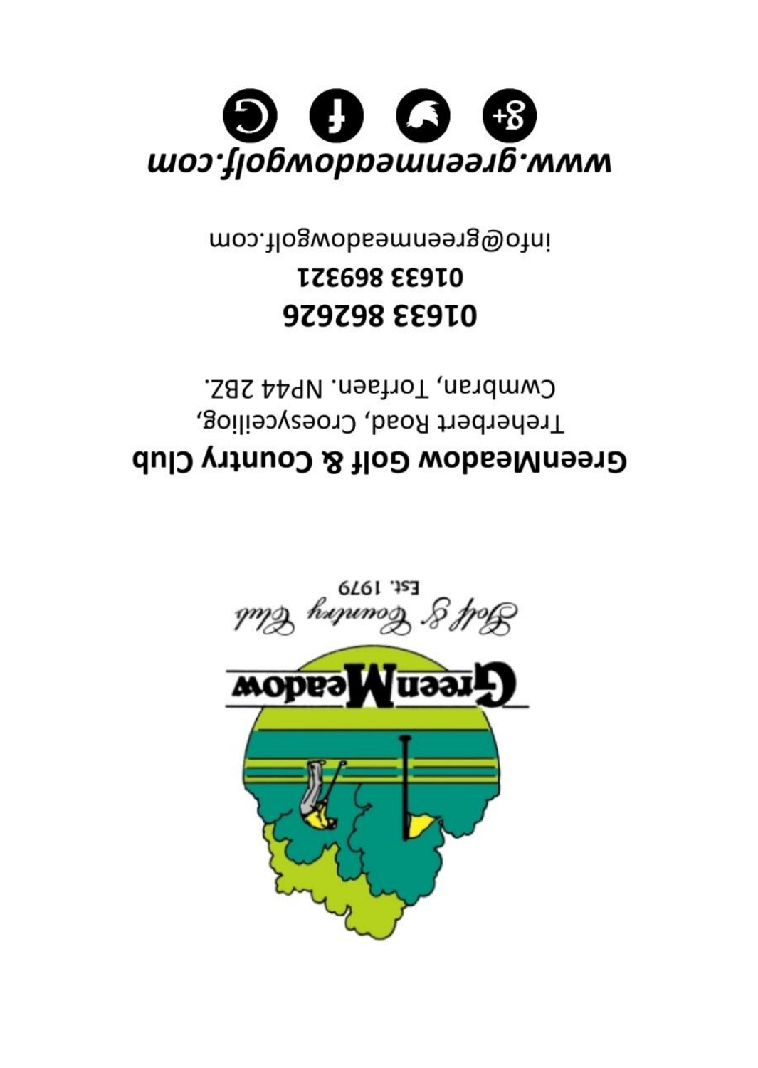GreenMeadow

Golf & Country Club

Est. 1979

**GreenMeadow Golf & Country Club**

Treherbert Road, Croesyceiliog,
Cwmbran, Torfaen. NP44 2BZ.

**01633 862626**

**01633 869321**

info@greenmeadowgolf.com

***www.greenmeadowgolf.com***